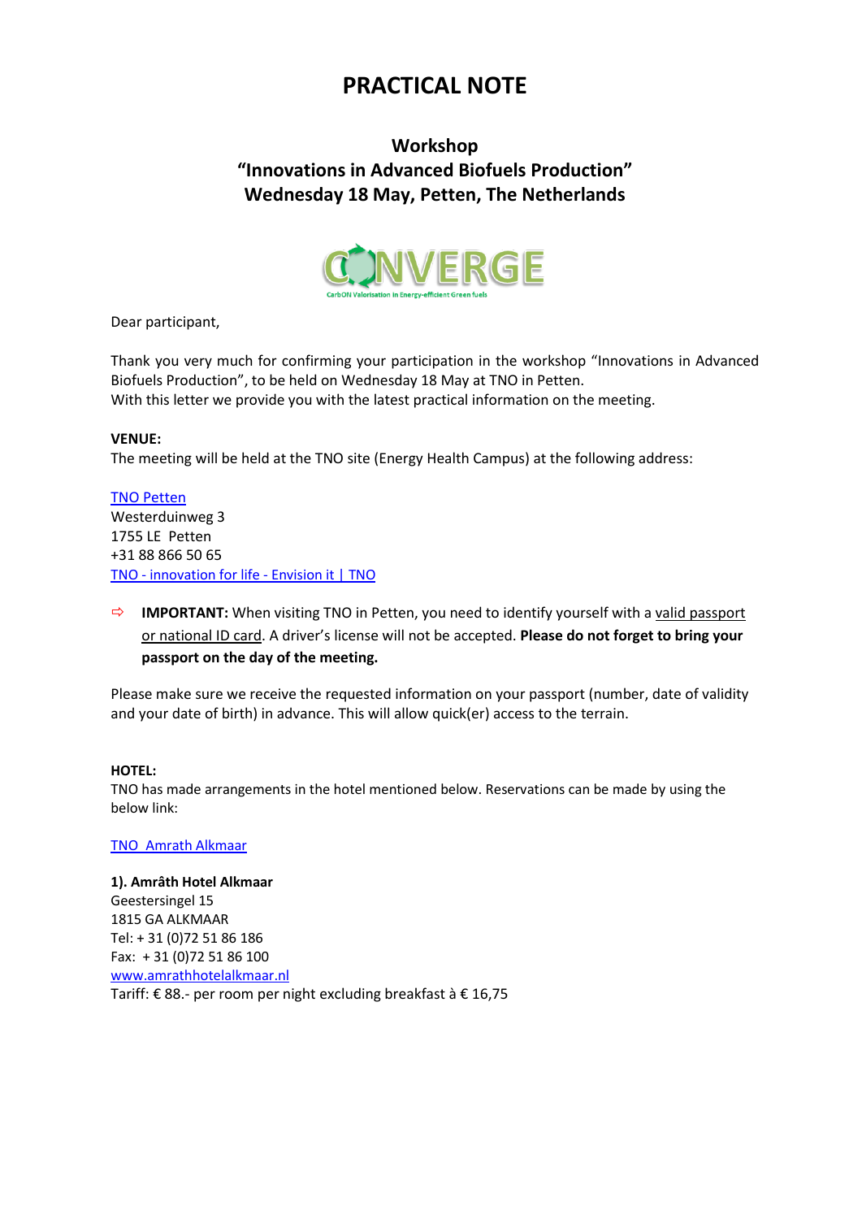# PRACTICAL NOTE

## Workshop
## "Innovations in Advanced Biofuels Production"
## Wednesday 18 May, Petten, The Netherlands

CONVERGE
CarbON Valorisation in Energy-efficient Green fuels

Dear participant,

Thank you very much for confirming your participation in the workshop "Innovations in Advanced Biofuels Production", to be held on Wednesday 18 May at TNO in Petten.
With this letter we provide you with the latest practical information on the meeting.

**VENUE:**
The meeting will be held at the TNO site (Energy Health Campus) at the following address:

TNO Petten
Westerduinweg 3
1755 LE Petten
+31 88 866 50 65
TNO - innovation for life - Envision it | TNO

- ⇨ **IMPORTANT:** When visiting TNO in Petten, you need to identify yourself with a valid passport or national ID card. A driver's license will not be accepted. **Please do not forget to bring your passport on the day of the meeting.**

Please make sure we receive the requested information on your passport (number, date of validity and your date of birth) in advance. This will allow quick(er) access to the terrain.

**HOTEL:**
TNO has made arrangements in the hotel mentioned below. Reservations can be made by using the below link:

TNO Amrath Alkmaar

**1). Amrâth Hotel Alkmaar**
Geestersingel 15
1815 GA ALKMAAR
Tel: + 31 (0)72 51 86 186
Fax: + 31 (0)72 51 86 100
www.amrathhotelalkmaar.nl
Tariff: € 88.- per room per night excluding breakfast à € 16,75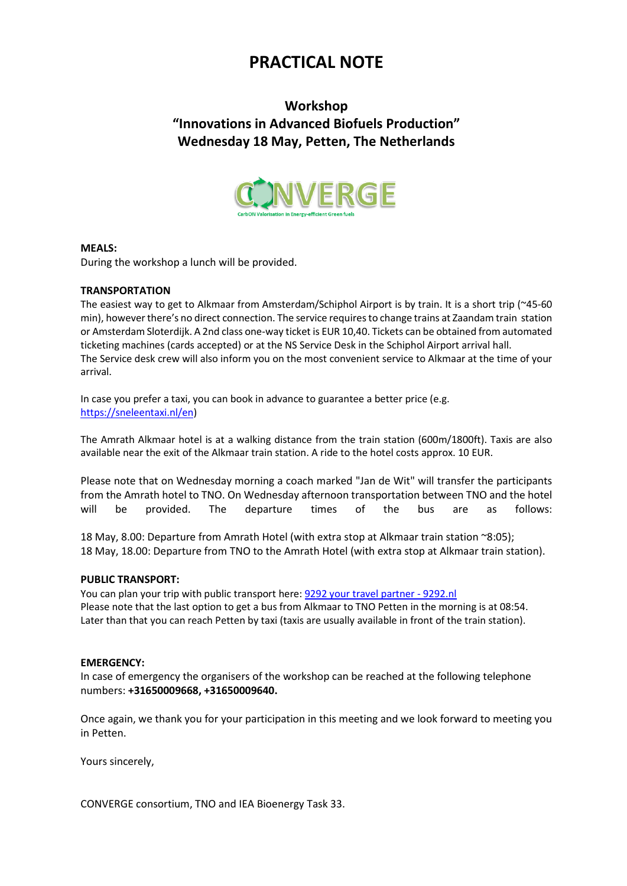# PRACTICAL NOTE

## Workshop
## "Innovations in Advanced Biofuels Production"
## Wednesday 18 May, Petten, The Netherlands

CONVERGE
CarbON Valorisation in Energy-efficient Green fuels

**MEALS:**
During the workshop a lunch will be provided.

**TRANSPORTATION**
The easiest way to get to Alkmaar from Amsterdam/Schiphol Airport is by train. It is a short trip (~45-60 min), however there's no direct connection. The service requires to change trains at Zaandam train station or Amsterdam Sloterdijk. A 2nd class one-way ticket is EUR 10,40. Tickets can be obtained from automated ticketing machines (cards accepted) or at the NS Service Desk in the Schiphol Airport arrival hall.
The Service desk crew will also inform you on the most convenient service to Alkmaar at the time of your arrival.

In case you prefer a taxi, you can book in advance to guarantee a better price (e.g. [https://sneleentaxi.nl/en](https://sneleentaxi.nl/en))

The Amrath Alkmaar hotel is at a walking distance from the train station (600m/1800ft). Taxis are also available near the exit of the Alkmaar train station. A ride to the hotel costs approx. 10 EUR.

Please note that on Wednesday morning a coach marked "Jan de Wit" will transfer the participants from the Amrath hotel to TNO. On Wednesday afternoon transportation between TNO and the hotel will be provided. The departure times of the bus are as follows:

18 May, 8.00: Departure from Amrath Hotel (with extra stop at Alkmaar train station ~8:05);
18 May, 18.00: Departure from TNO to the Amrath Hotel (with extra stop at Alkmaar train station).

**PUBLIC TRANSPORT:**
You can plan your trip with public transport here: 9292 your travel partner - 9292.nl
Please note that the last option to get a bus from Alkmaar to TNO Petten in the morning is at 08:54. Later than that you can reach Petten by taxi (taxis are usually available in front of the train station).

**EMERGENCY:**
In case of emergency the organisers of the workshop can be reached at the following telephone numbers: **+31650009668, +31650009640.**

Once again, we thank you for your participation in this meeting and we look forward to meeting you in Petten.

Yours sincerely,

CONVERGE consortium, TNO and IEA Bioenergy Task 33.